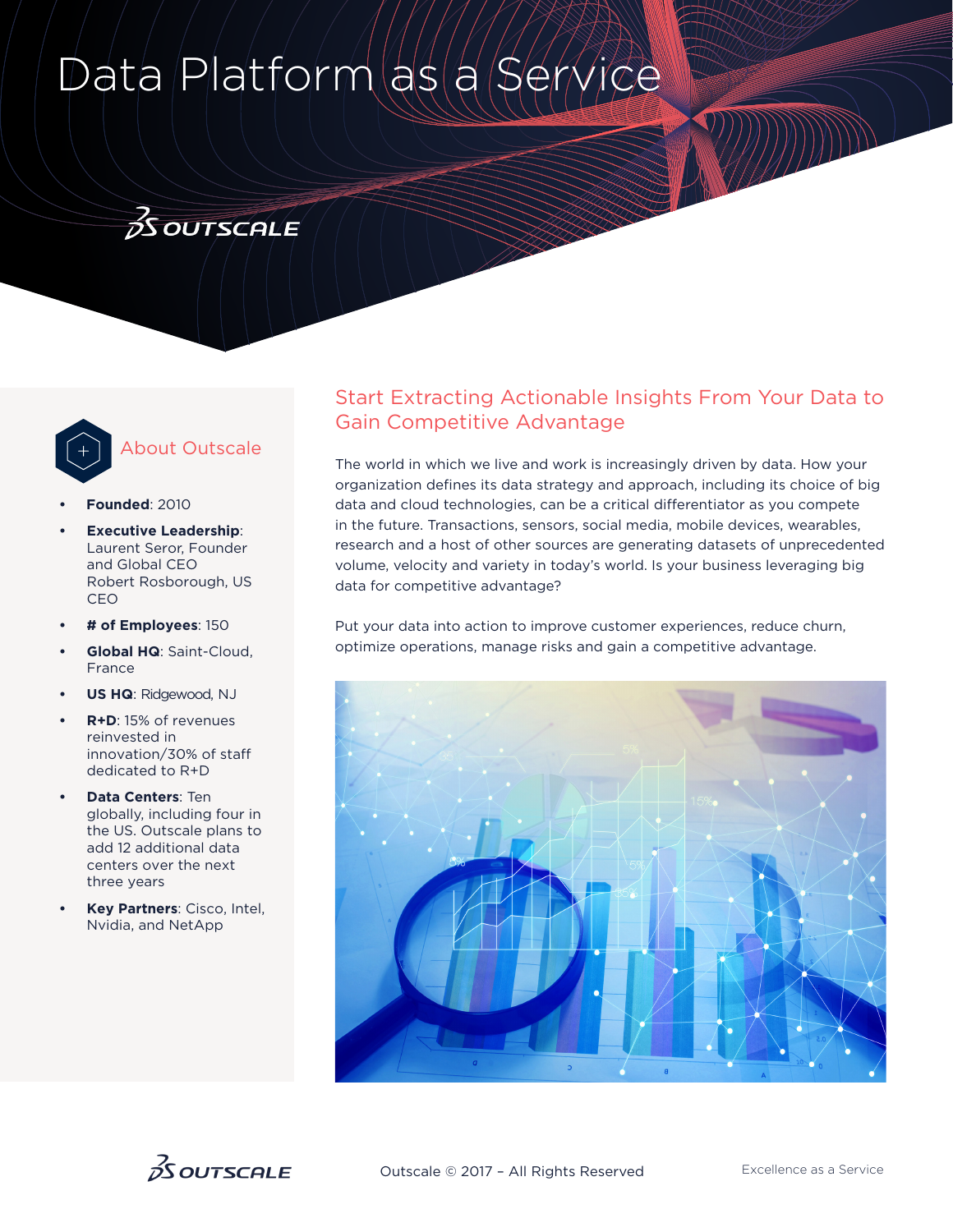# Data Platform as a Service

## About Outscale

- **Founded**: 2010
- **Executive Leadership**: Laurent Seror, Founder and Global CEO Robert Rosborough, US CEO
- **# of Employees**: 150
- **Global HQ**: Saint-Cloud, France
- **US HQ**: Ridgewood, NJ
- **R+D**: 15% of revenues reinvested in innovation/30% of staff dedicated to R+D
- **Data Centers**: Ten globally, including four in the US. Outscale plans to add 12 additional data centers over the next three years
- **Key Partners**: Cisco, Intel, Nvidia, and NetApp

## Start Extracting Actionable Insights From Your Data to Gain Competitive Advantage

The world in which we live and work is increasingly driven by data. How your organization defines its data strategy and approach, including its choice of big data and cloud technologies, can be a critical differentiator as you compete in the future. Transactions, sensors, social media, mobile devices, wearables, research and a host of other sources are generating datasets of unprecedented volume, velocity and variety in today's world. Is your business leveraging big data for competitive advantage?

Put your data into action to improve customer experiences, reduce churn, optimize operations, manage risks and gain a competitive advantage.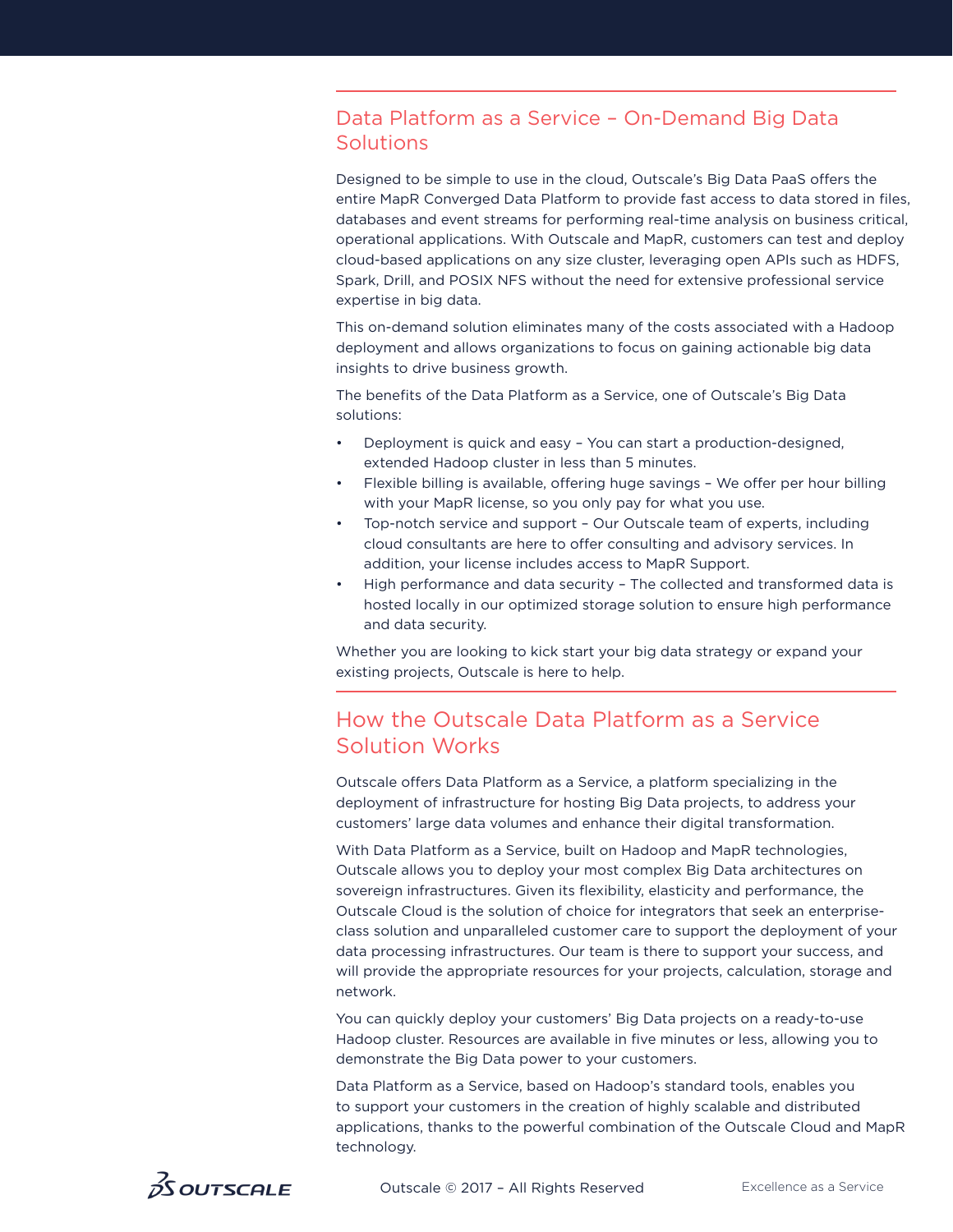## Data Platform as a Service – On-Demand Big Data Solutions

Designed to be simple to use in the cloud, Outscale's Big Data PaaS offers the entire MapR Converged Data Platform to provide fast access to data stored in files, databases and event streams for performing real-time analysis on business critical, operational applications. With Outscale and MapR, customers can test and deploy cloud-based applications on any size cluster, leveraging open APIs such as HDFS, Spark, Drill, and POSIX NFS without the need for extensive professional service expertise in big data.

This on-demand solution eliminates many of the costs associated with a Hadoop deployment and allows organizations to focus on gaining actionable big data insights to drive business growth.

The benefits of the Data Platform as a Service, one of Outscale's Big Data solutions:

- Deployment is quick and easy – You can start a production-designed, extended Hadoop cluster in less than 5 minutes.
- Flexible billing is available, offering huge savings – We offer per hour billing with your MapR license, so you only pay for what you use.
- Top-notch service and support – Our Outscale team of experts, including cloud consultants are here to offer consulting and advisory services. In addition, your license includes access to MapR Support.
- High performance and data security – The collected and transformed data is hosted locally in our optimized storage solution to ensure high performance and data security.

Whether you are looking to kick start your big data strategy or expand your existing projects, Outscale is here to help.

## How the Outscale Data Platform as a Service Solution Works

Outscale offers Data Platform as a Service, a platform specializing in the deployment of infrastructure for hosting Big Data projects, to address your customers' large data volumes and enhance their digital transformation.

With Data Platform as a Service, built on Hadoop and MapR technologies, Outscale allows you to deploy your most complex Big Data architectures on sovereign infrastructures. Given its flexibility, elasticity and performance, the Outscale Cloud is the solution of choice for integrators that seek an enterprise-class solution and unparalleled customer care to support the deployment of your data processing infrastructures. Our team is there to support your success, and will provide the appropriate resources for your projects, calculation, storage and network.

You can quickly deploy your customers' Big Data projects on a ready-to-use Hadoop cluster. Resources are available in five minutes or less, allowing you to demonstrate the Big Data power to your customers.

Data Platform as a Service, based on Hadoop's standard tools, enables you to support your customers in the creation of highly scalable and distributed applications, thanks to the powerful combination of the Outscale Cloud and MapR technology.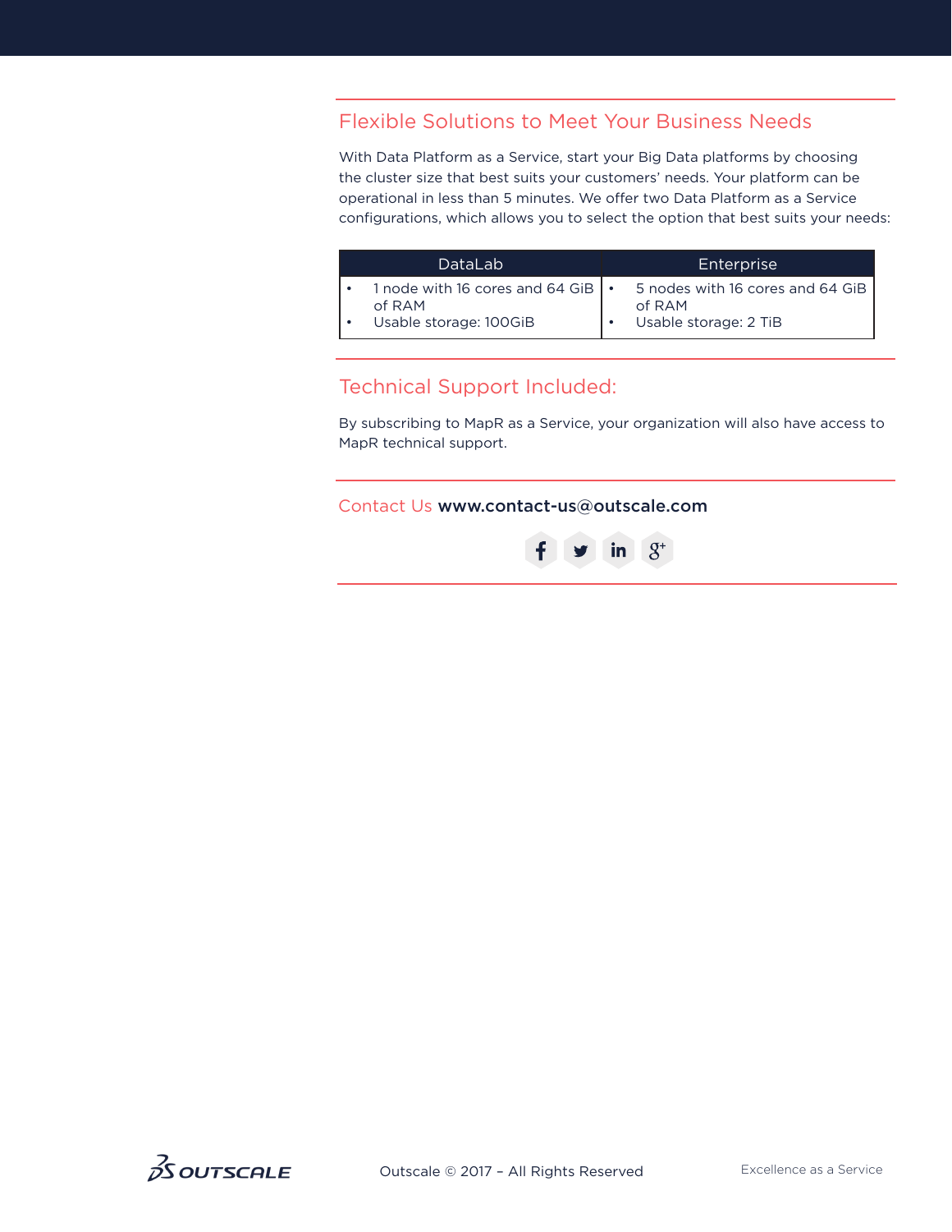## Flexible Solutions to Meet Your Business Needs

With Data Platform as a Service, start your Big Data platforms by choosing the cluster size that best suits your customers' needs. Your platform can be operational in less than 5 minutes. We offer two Data Platform as a Service configurations, which allows you to select the option that best suits your needs:

| DataLab | Enterprise |
|---|---|
| • 1 node with 16 cores and 64 GiB of RAM<br>• Usable storage: 100GiB | • 5 nodes with 16 cores and 64 GiB of RAM<br>• Usable storage: 2 TiB |

## Technical Support Included:

By subscribing to MapR as a Service, your organization will also have access to MapR technical support.

Contact Us **www.contact-us@outscale.com**

Outscale © 2017 – All Rights Reserved

Excellence as a Service